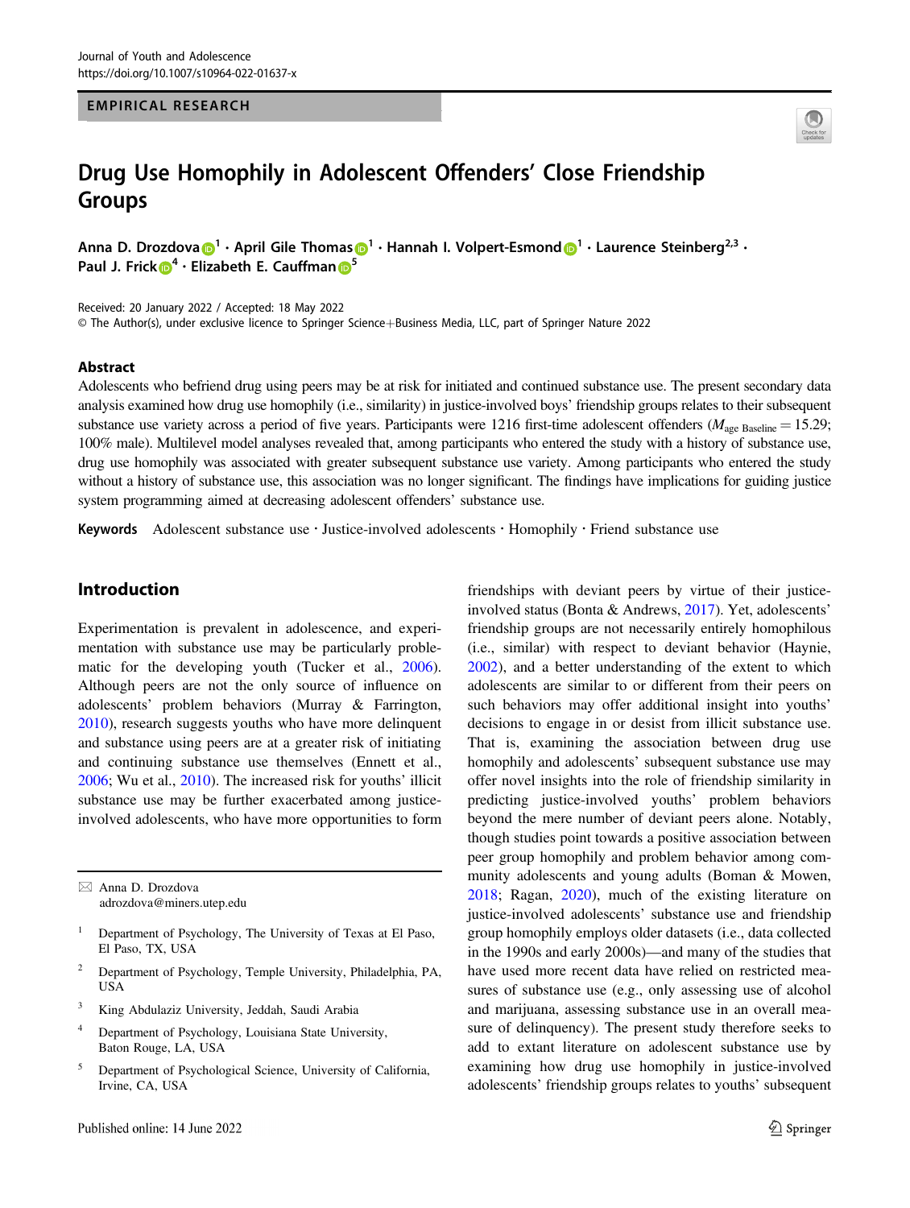EMPIRICAL RESEARCH

# Drug Use Homophily in Adolescent Offenders' Close Friendship Groups

Anna D. Drozdova[1] · April Gile Thomas[1] · Hannah I. Volpert-Esmond[1] · Laurence Steinberg[2,3] · Paul J. Frick[4] · Elizabeth E. Cauffman[5]

Received: 20 January 2022 / Accepted: 18 May 2022
© The Author(s), under exclusive licence to Springer Science+Business Media, LLC, part of Springer Nature 2022

## Abstract

Adolescents who befriend drug using peers may be at risk for initiated and continued substance use. The present secondary data analysis examined how drug use homophily (i.e., similarity) in justice-involved boys' friendship groups relates to their subsequent substance use variety across a period of five years. Participants were 1216 first-time adolescent offenders ($M_{\text{age Baseline}} = 15.29$; 100% male). Multilevel model analyses revealed that, among participants who entered the study with a history of substance use, drug use homophily was associated with greater subsequent substance use variety. Among participants who entered the study without a history of substance use, this association was no longer significant. The findings have implications for guiding justice system programming aimed at decreasing adolescent offenders' substance use.

**Keywords** Adolescent substance use · Justice-involved adolescents · Homophily · Friend substance use

## Introduction

Experimentation is prevalent in adolescence, and experimentation with substance use may be particularly problematic for the developing youth (Tucker et al., 2006). Although peers are not the only source of influence on adolescents' problem behaviors (Murray & Farrington, 2010), research suggests youths who have more delinquent and substance using peers are at a greater risk of initiating and continuing substance use themselves (Ennett et al., 2006; Wu et al., 2010). The increased risk for youths' illicit substance use may be further exacerbated among justice-involved adolescents, who have more opportunities to form friendships with deviant peers by virtue of their justice-involved status (Bonta & Andrews, 2017). Yet, adolescents' friendship groups are not necessarily entirely homophilous (i.e., similar) with respect to deviant behavior (Haynie, 2002), and a better understanding of the extent to which adolescents are similar to or different from their peers on such behaviors may offer additional insight into youths' decisions to engage in or desist from illicit substance use. That is, examining the association between drug use homophily and adolescents' subsequent substance use may offer novel insights into the role of friendship similarity in predicting justice-involved youths' problem behaviors beyond the mere number of deviant peers alone. Notably, though studies point towards a positive association between peer group homophily and problem behavior among community adolescents and young adults (Boman & Mowen, 2018; Ragan, 2020), much of the existing literature on justice-involved adolescents' substance use and friendship group homophily employs older datasets (i.e., data collected in the 1990s and early 2000s)—and many of the studies that have used more recent data have relied on restricted measures of substance use (e.g., only assessing use of alcohol and marijuana, assessing substance use in an overall measure of delinquency). The present study therefore seeks to add to extant literature on adolescent substance use by examining how drug use homophily in justice-involved adolescents' friendship groups relates to youths' subsequent

---

✉ Anna D. Drozdova
adrozdova@miners.utep.edu

[1] Department of Psychology, The University of Texas at El Paso, El Paso, TX, USA

[2] Department of Psychology, Temple University, Philadelphia, PA, USA

[3] King Abdulaziz University, Jeddah, Saudi Arabia

[4] Department of Psychology, Louisiana State University, Baton Rouge, LA, USA

[5] Department of Psychological Science, University of California, Irvine, CA, USA

Published online: 14 June 2022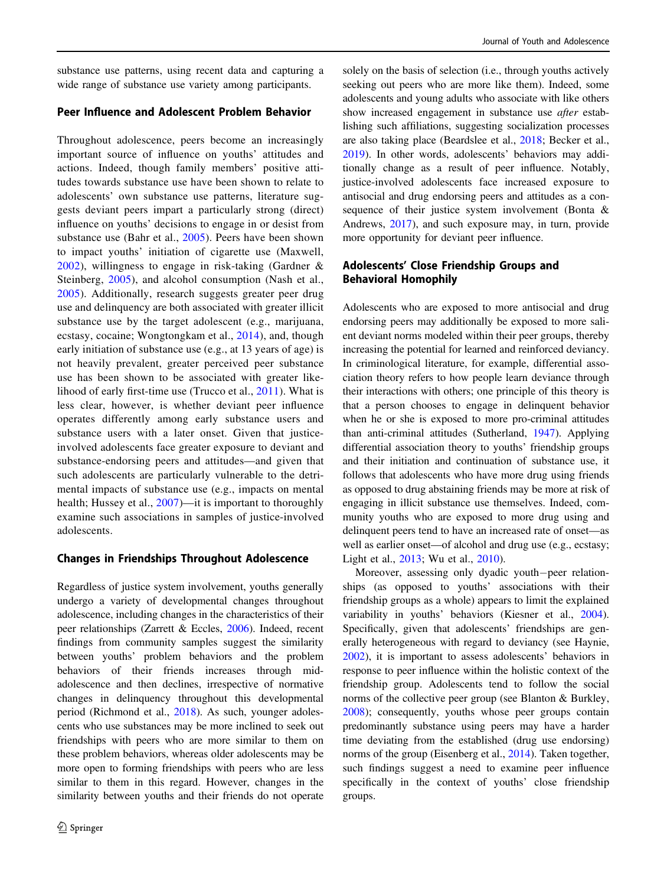substance use patterns, using recent data and capturing a wide range of substance use variety among participants.

## Peer Influence and Adolescent Problem Behavior

Throughout adolescence, peers become an increasingly important source of influence on youths' attitudes and actions. Indeed, though family members' positive attitudes towards substance use have been shown to relate to adolescents' own substance use patterns, literature suggests deviant peers impart a particularly strong (direct) influence on youths' decisions to engage in or desist from substance use (Bahr et al., 2005). Peers have been shown to impact youths' initiation of cigarette use (Maxwell, 2002), willingness to engage in risk-taking (Gardner & Steinberg, 2005), and alcohol consumption (Nash et al., 2005). Additionally, research suggests greater peer drug use and delinquency are both associated with greater illicit substance use by the target adolescent (e.g., marijuana, ecstasy, cocaine; Wongtongkam et al., 2014), and, though early initiation of substance use (e.g., at 13 years of age) is not heavily prevalent, greater perceived peer substance use has been shown to be associated with greater likelihood of early first-time use (Trucco et al., 2011). What is less clear, however, is whether deviant peer influence operates differently among early substance users and substance users with a later onset. Given that justice-involved adolescents face greater exposure to deviant and substance-endorsing peers and attitudes—and given that such adolescents are particularly vulnerable to the detrimental impacts of substance use (e.g., impacts on mental health; Hussey et al., 2007)—it is important to thoroughly examine such associations in samples of justice-involved adolescents.

## Changes in Friendships Throughout Adolescence

Regardless of justice system involvement, youths generally undergo a variety of developmental changes throughout adolescence, including changes in the characteristics of their peer relationships (Zarrett & Eccles, 2006). Indeed, recent findings from community samples suggest the similarity between youths' problem behaviors and the problem behaviors of their friends increases through mid-adolescence and then declines, irrespective of normative changes in delinquency throughout this developmental period (Richmond et al., 2018). As such, younger adolescents who use substances may be more inclined to seek out friendships with peers who are more similar to them on these problem behaviors, whereas older adolescents may be more open to forming friendships with peers who are less similar to them in this regard. However, changes in the similarity between youths and their friends do not operate solely on the basis of selection (i.e., through youths actively seeking out peers who are more like them). Indeed, some adolescents and young adults who associate with like others show increased engagement in substance use *after* establishing such affiliations, suggesting socialization processes are also taking place (Beardslee et al., 2018; Becker et al., 2019). In other words, adolescents' behaviors may additionally change as a result of peer influence. Notably, justice-involved adolescents face increased exposure to antisocial and drug endorsing peers and attitudes as a consequence of their justice system involvement (Bonta & Andrews, 2017), and such exposure may, in turn, provide more opportunity for deviant peer influence.

## Adolescents' Close Friendship Groups and Behavioral Homophily

Adolescents who are exposed to more antisocial and drug endorsing peers may additionally be exposed to more salient deviant norms modeled within their peer groups, thereby increasing the potential for learned and reinforced deviancy. In criminological literature, for example, differential association theory refers to how people learn deviance through their interactions with others; one principle of this theory is that a person chooses to engage in delinquent behavior when he or she is exposed to more pro-criminal attitudes than anti-criminal attitudes (Sutherland, 1947). Applying differential association theory to youths' friendship groups and their initiation and continuation of substance use, it follows that adolescents who have more drug using friends as opposed to drug abstaining friends may be more at risk of engaging in illicit substance use themselves. Indeed, community youths who are exposed to more drug using and delinquent peers tend to have an increased rate of onset—as well as earlier onset—of alcohol and drug use (e.g., ecstasy; Light et al., 2013; Wu et al., 2010).

Moreover, assessing only dyadic youth−peer relationships (as opposed to youths' associations with their friendship groups as a whole) appears to limit the explained variability in youths' behaviors (Kiesner et al., 2004). Specifically, given that adolescents' friendships are generally heterogeneous with regard to deviancy (see Haynie, 2002), it is important to assess adolescents' behaviors in response to peer influence within the holistic context of the friendship group. Adolescents tend to follow the social norms of the collective peer group (see Blanton & Burkley, 2008); consequently, youths whose peer groups contain predominantly substance using peers may have a harder time deviating from the established (drug use endorsing) norms of the group (Eisenberg et al., 2014). Taken together, such findings suggest a need to examine peer influence specifically in the context of youths' close friendship groups.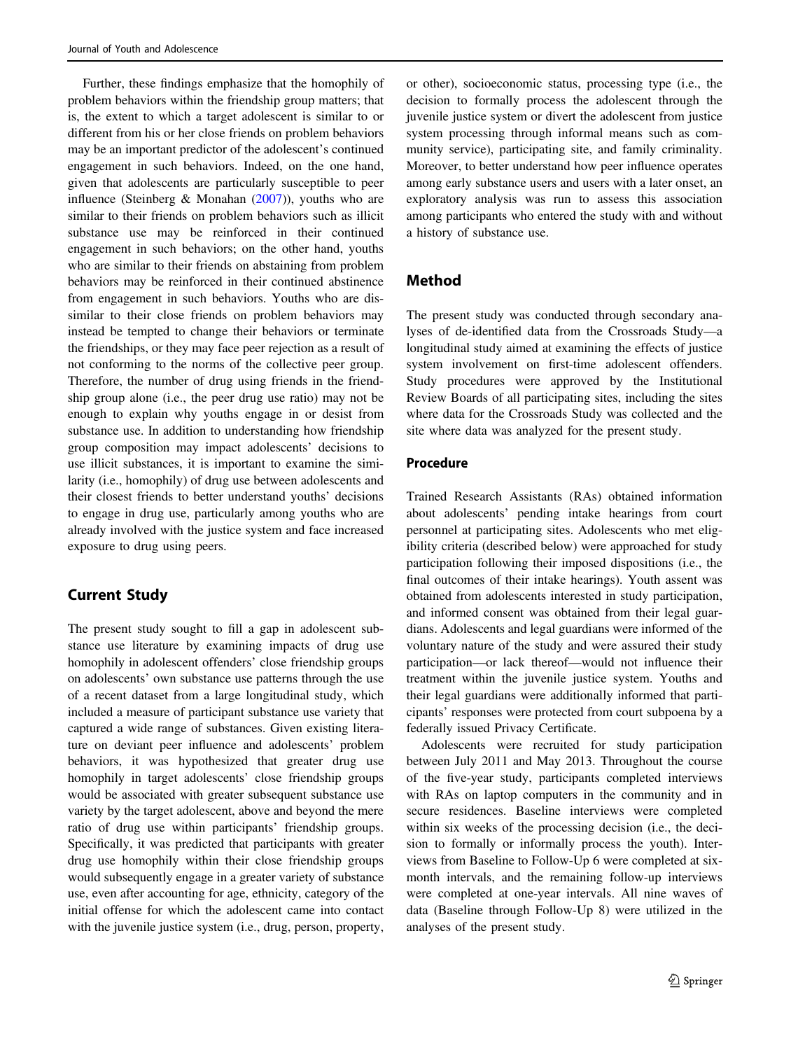Further, these findings emphasize that the homophily of problem behaviors within the friendship group matters; that is, the extent to which a target adolescent is similar to or different from his or her close friends on problem behaviors may be an important predictor of the adolescent's continued engagement in such behaviors. Indeed, on the one hand, given that adolescents are particularly susceptible to peer influence (Steinberg & Monahan (2007)), youths who are similar to their friends on problem behaviors such as illicit substance use may be reinforced in their continued engagement in such behaviors; on the other hand, youths who are similar to their friends on abstaining from problem behaviors may be reinforced in their continued abstinence from engagement in such behaviors. Youths who are dissimilar to their close friends on problem behaviors may instead be tempted to change their behaviors or terminate the friendships, or they may face peer rejection as a result of not conforming to the norms of the collective peer group. Therefore, the number of drug using friends in the friendship group alone (i.e., the peer drug use ratio) may not be enough to explain why youths engage in or desist from substance use. In addition to understanding how friendship group composition may impact adolescents' decisions to use illicit substances, it is important to examine the similarity (i.e., homophily) of drug use between adolescents and their closest friends to better understand youths' decisions to engage in drug use, particularly among youths who are already involved with the justice system and face increased exposure to drug using peers.

## Current Study

The present study sought to fill a gap in adolescent substance use literature by examining impacts of drug use homophily in adolescent offenders' close friendship groups on adolescents' own substance use patterns through the use of a recent dataset from a large longitudinal study, which included a measure of participant substance use variety that captured a wide range of substances. Given existing literature on deviant peer influence and adolescents' problem behaviors, it was hypothesized that greater drug use homophily in target adolescents' close friendship groups would be associated with greater subsequent substance use variety by the target adolescent, above and beyond the mere ratio of drug use within participants' friendship groups. Specifically, it was predicted that participants with greater drug use homophily within their close friendship groups would subsequently engage in a greater variety of substance use, even after accounting for age, ethnicity, category of the initial offense for which the adolescent came into contact with the juvenile justice system (i.e., drug, person, property, or other), socioeconomic status, processing type (i.e., the decision to formally process the adolescent through the juvenile justice system or divert the adolescent from justice system processing through informal means such as community service), participating site, and family criminality. Moreover, to better understand how peer influence operates among early substance users and users with a later onset, an exploratory analysis was run to assess this association among participants who entered the study with and without a history of substance use.

## Method

The present study was conducted through secondary analyses of de-identified data from the Crossroads Study—a longitudinal study aimed at examining the effects of justice system involvement on first-time adolescent offenders. Study procedures were approved by the Institutional Review Boards of all participating sites, including the sites where data for the Crossroads Study was collected and the site where data was analyzed for the present study.

### Procedure

Trained Research Assistants (RAs) obtained information about adolescents' pending intake hearings from court personnel at participating sites. Adolescents who met eligibility criteria (described below) were approached for study participation following their imposed dispositions (i.e., the final outcomes of their intake hearings). Youth assent was obtained from adolescents interested in study participation, and informed consent was obtained from their legal guardians. Adolescents and legal guardians were informed of the voluntary nature of the study and were assured their study participation—or lack thereof—would not influence their treatment within the juvenile justice system. Youths and their legal guardians were additionally informed that participants' responses were protected from court subpoena by a federally issued Privacy Certificate.

Adolescents were recruited for study participation between July 2011 and May 2013. Throughout the course of the five-year study, participants completed interviews with RAs on laptop computers in the community and in secure residences. Baseline interviews were completed within six weeks of the processing decision (i.e., the decision to formally or informally process the youth). Interviews from Baseline to Follow-Up 6 were completed at six-month intervals, and the remaining follow-up interviews were completed at one-year intervals. All nine waves of data (Baseline through Follow-Up 8) were utilized in the analyses of the present study.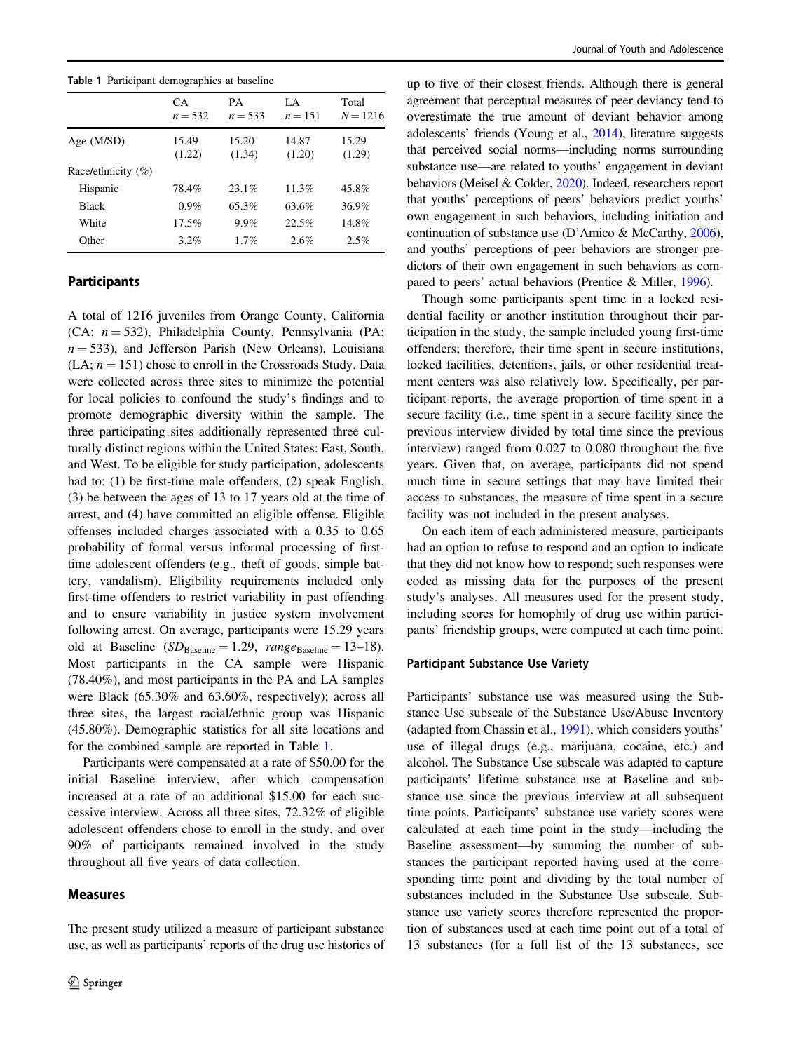**Table 1** Participant demographics at baseline

| | CA $n = 532$ | PA $n = 533$ | LA $n = 151$ | Total $N = 1216$ |
|---|---|---|---|---|
| Age (M/SD) | 15.49 (1.22) | 15.20 (1.34) | 14.87 (1.20) | 15.29 (1.29) |
| Race/ethnicity (%) | | | | |
| Hispanic | 78.4% | 23.1% | 11.3% | 45.8% |
| Black | 0.9% | 65.3% | 63.6% | 36.9% |
| White | 17.5% | 9.9% | 22.5% | 14.8% |
| Other | 3.2% | 1.7% | 2.6% | 2.5% |

## Participants

A total of 1216 juveniles from Orange County, California (CA; $n = 532$), Philadelphia County, Pennsylvania (PA; $n = 533$), and Jefferson Parish (New Orleans), Louisiana (LA; $n = 151$) chose to enroll in the Crossroads Study. Data were collected across three sites to minimize the potential for local policies to confound the study's findings and to promote demographic diversity within the sample. The three participating sites additionally represented three culturally distinct regions within the United States: East, South, and West. To be eligible for study participation, adolescents had to: (1) be first-time male offenders, (2) speak English, (3) be between the ages of 13 to 17 years old at the time of arrest, and (4) have committed an eligible offense. Eligible offenses included charges associated with a 0.35 to 0.65 probability of formal versus informal processing of first-time adolescent offenders (e.g., theft of goods, simple battery, vandalism). Eligibility requirements included only first-time offenders to restrict variability in past offending and to ensure variability in justice system involvement following arrest. On average, participants were 15.29 years old at Baseline ($SD_{\text{Baseline}} = 1.29$, $range_{\text{Baseline}} = 13\text{–}18$). Most participants in the CA sample were Hispanic (78.40%), and most participants in the PA and LA samples were Black (65.30% and 63.60%, respectively); across all three sites, the largest racial/ethnic group was Hispanic (45.80%). Demographic statistics for all site locations and for the combined sample are reported in Table 1.

Participants were compensated at a rate of $50.00 for the initial Baseline interview, after which compensation increased at a rate of an additional $15.00 for each successive interview. Across all three sites, 72.32% of eligible adolescent offenders chose to enroll in the study, and over 90% of participants remained involved in the study throughout all five years of data collection.

## Measures

The present study utilized a measure of participant substance use, as well as participants' reports of the drug use histories of up to five of their closest friends. Although there is general agreement that perceptual measures of peer deviancy tend to overestimate the true amount of deviant behavior among adolescents' friends (Young et al., 2014), literature suggests that perceived social norms—including norms surrounding substance use—are related to youths' engagement in deviant behaviors (Meisel & Colder, 2020). Indeed, researchers report that youths' perceptions of peers' behaviors predict youths' own engagement in such behaviors, including initiation and continuation of substance use (D'Amico & McCarthy, 2006), and youths' perceptions of peer behaviors are stronger predictors of their own engagement in such behaviors as compared to peers' actual behaviors (Prentice & Miller, 1996).

Though some participants spent time in a locked residential facility or another institution throughout their participation in the study, the sample included young first-time offenders; therefore, their time spent in secure institutions, locked facilities, detentions, jails, or other residential treatment centers was also relatively low. Specifically, per participant reports, the average proportion of time spent in a secure facility (i.e., time spent in a secure facility since the previous interview divided by total time since the previous interview) ranged from 0.027 to 0.080 throughout the five years. Given that, on average, participants did not spend much time in secure settings that may have limited their access to substances, the measure of time spent in a secure facility was not included in the present analyses.

On each item of each administered measure, participants had an option to refuse to respond and an option to indicate that they did not know how to respond; such responses were coded as missing data for the purposes of the present study's analyses. All measures used for the present study, including scores for homophily of drug use within participants' friendship groups, were computed at each time point.

### Participant Substance Use Variety

Participants' substance use was measured using the Substance Use subscale of the Substance Use/Abuse Inventory (adapted from Chassin et al., 1991), which considers youths' use of illegal drugs (e.g., marijuana, cocaine, etc.) and alcohol. The Substance Use subscale was adapted to capture participants' lifetime substance use at Baseline and substance use since the previous interview at all subsequent time points. Participants' substance use variety scores were calculated at each time point in the study—including the Baseline assessment—by summing the number of substances the participant reported having used at the corresponding time point and dividing by the total number of substances included in the Substance Use subscale. Substance use variety scores therefore represented the proportion of substances used at each time point out of a total of 13 substances (for a full list of the 13 substances, see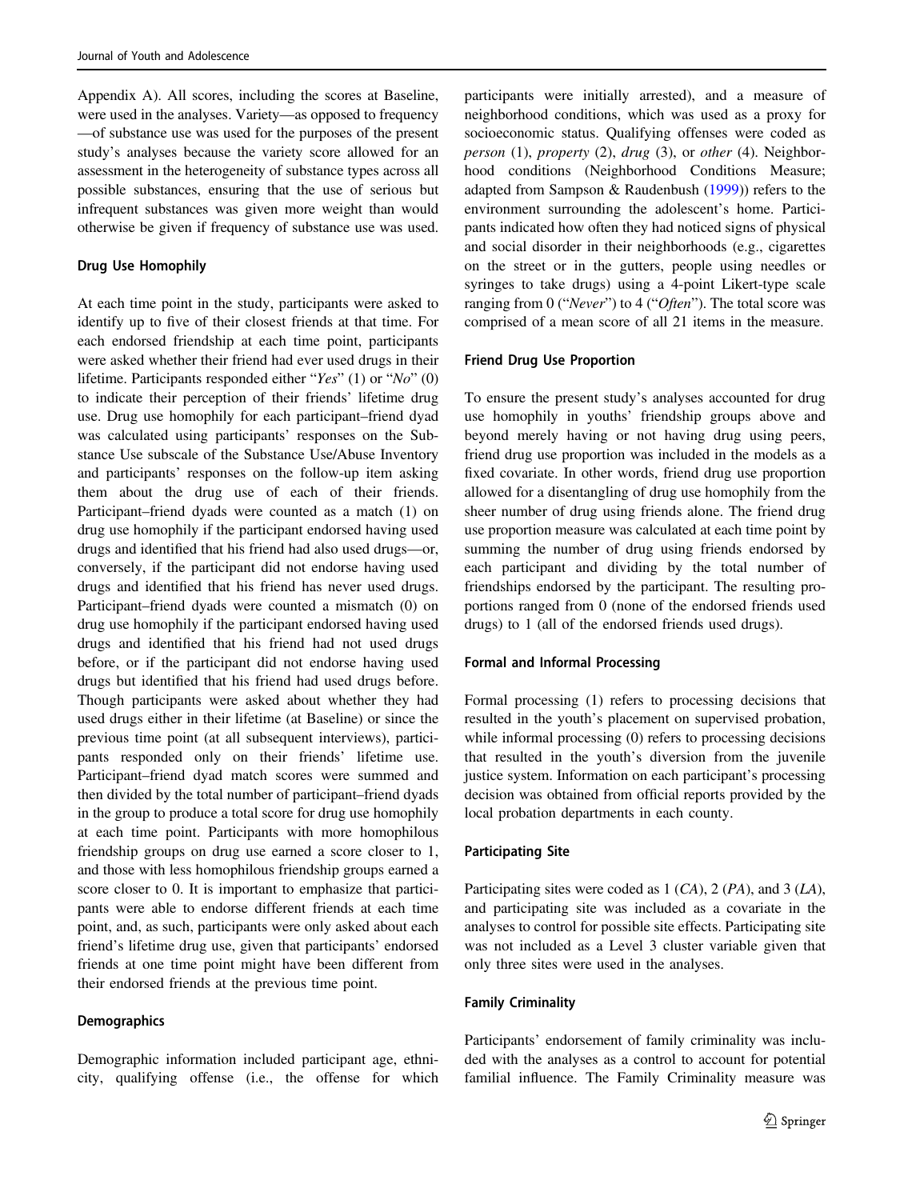Appendix A). All scores, including the scores at Baseline, were used in the analyses. Variety—as opposed to frequency—of substance use was used for the purposes of the present study's analyses because the variety score allowed for an assessment in the heterogeneity of substance types across all possible substances, ensuring that the use of serious but infrequent substances was given more weight than would otherwise be given if frequency of substance use was used.

### Drug Use Homophily

At each time point in the study, participants were asked to identify up to five of their closest friends at that time. For each endorsed friendship at each time point, participants were asked whether their friend had ever used drugs in their lifetime. Participants responded either "*Yes*" (1) or "*No*" (0) to indicate their perception of their friends' lifetime drug use. Drug use homophily for each participant–friend dyad was calculated using participants' responses on the Substance Use subscale of the Substance Use/Abuse Inventory and participants' responses on the follow-up item asking them about the drug use of each of their friends. Participant–friend dyads were counted as a match (1) on drug use homophily if the participant endorsed having used drugs and identified that his friend had also used drugs—or, conversely, if the participant did not endorse having used drugs and identified that his friend has never used drugs. Participant–friend dyads were counted a mismatch (0) on drug use homophily if the participant endorsed having used drugs and identified that his friend had not used drugs before, or if the participant did not endorse having used drugs but identified that his friend had used drugs before. Though participants were asked about whether they had used drugs either in their lifetime (at Baseline) or since the previous time point (at all subsequent interviews), participants responded only on their friends' lifetime use. Participant–friend dyad match scores were summed and then divided by the total number of participant–friend dyads in the group to produce a total score for drug use homophily at each time point. Participants with more homophilous friendship groups on drug use earned a score closer to 1, and those with less homophilous friendship groups earned a score closer to 0. It is important to emphasize that participants were able to endorse different friends at each time point, and, as such, participants were only asked about each friend's lifetime drug use, given that participants' endorsed friends at one time point might have been different from their endorsed friends at the previous time point.

### Demographics

Demographic information included participant age, ethnicity, qualifying offense (i.e., the offense for which participants were initially arrested), and a measure of neighborhood conditions, which was used as a proxy for socioeconomic status. Qualifying offenses were coded as *person* (1), *property* (2), *drug* (3), or *other* (4). Neighborhood conditions (Neighborhood Conditions Measure; adapted from Sampson & Raudenbush (1999)) refers to the environment surrounding the adolescent's home. Participants indicated how often they had noticed signs of physical and social disorder in their neighborhoods (e.g., cigarettes on the street or in the gutters, people using needles or syringes to take drugs) using a 4-point Likert-type scale ranging from 0 ("*Never*") to 4 ("*Often*"). The total score was comprised of a mean score of all 21 items in the measure.

### Friend Drug Use Proportion

To ensure the present study's analyses accounted for drug use homophily in youths' friendship groups above and beyond merely having or not having drug using peers, friend drug use proportion was included in the models as a fixed covariate. In other words, friend drug use proportion allowed for a disentangling of drug use homophily from the sheer number of drug using friends alone. The friend drug use proportion measure was calculated at each time point by summing the number of drug using friends endorsed by each participant and dividing by the total number of friendships endorsed by the participant. The resulting proportions ranged from 0 (none of the endorsed friends used drugs) to 1 (all of the endorsed friends used drugs).

### Formal and Informal Processing

Formal processing (1) refers to processing decisions that resulted in the youth's placement on supervised probation, while informal processing (0) refers to processing decisions that resulted in the youth's diversion from the juvenile justice system. Information on each participant's processing decision was obtained from official reports provided by the local probation departments in each county.

### Participating Site

Participating sites were coded as 1 (*CA*), 2 (*PA*), and 3 (*LA*), and participating site was included as a covariate in the analyses to control for possible site effects. Participating site was not included as a Level 3 cluster variable given that only three sites were used in the analyses.

### Family Criminality

Participants' endorsement of family criminality was included with the analyses as a control to account for potential familial influence. The Family Criminality measure was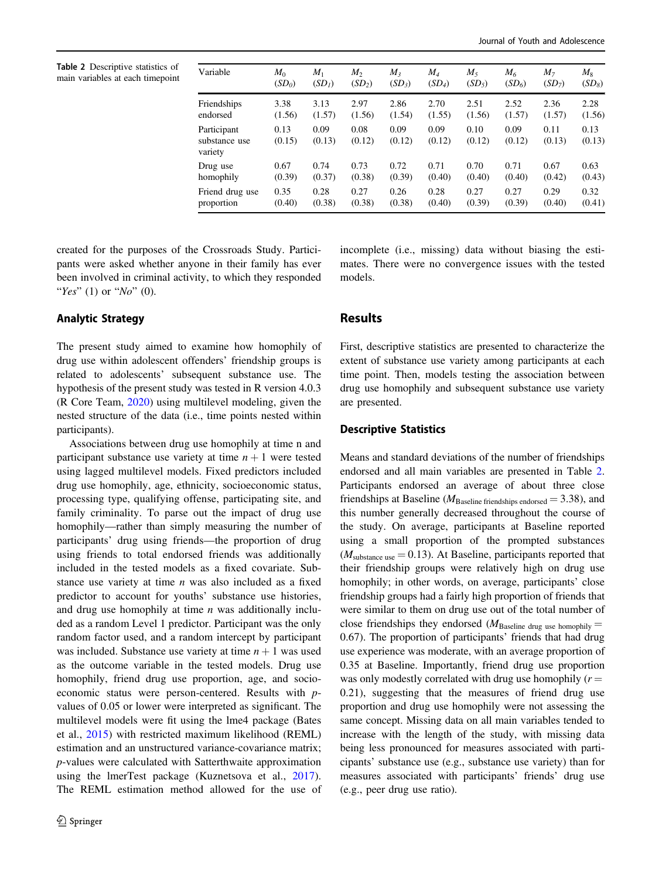Table 2 Descriptive statistics of main variables at each timepoint

| Variable | $M_0$ $(SD_0)$ | $M_1$ $(SD_1)$ | $M_2$ $(SD_2)$ | $M_3$ $(SD_3)$ | $M_4$ $(SD_4)$ | $M_5$ $(SD_5)$ | $M_6$ $(SD_6)$ | $M_7$ $(SD_7)$ | $M_8$ $(SD_8)$ |
|---|---|---|---|---|---|---|---|---|---|
| Friendships endorsed | 3.38 (1.56) | 3.13 (1.57) | 2.97 (1.56) | 2.86 (1.54) | 2.70 (1.55) | 2.51 (1.56) | 2.52 (1.57) | 2.36 (1.57) | 2.28 (1.56) |
| Participant substance use variety | 0.13 (0.15) | 0.09 (0.13) | 0.08 (0.12) | 0.09 (0.12) | 0.09 (0.12) | 0.10 (0.12) | 0.09 (0.12) | 0.11 (0.13) | 0.13 (0.13) |
| Drug use homophily | 0.67 (0.39) | 0.74 (0.37) | 0.73 (0.38) | 0.72 (0.39) | 0.71 (0.40) | 0.70 (0.40) | 0.71 (0.40) | 0.67 (0.42) | 0.63 (0.43) |
| Friend drug use proportion | 0.35 (0.40) | 0.28 (0.38) | 0.27 (0.38) | 0.26 (0.38) | 0.28 (0.40) | 0.27 (0.39) | 0.27 (0.39) | 0.29 (0.40) | 0.32 (0.41) |

created for the purposes of the Crossroads Study. Participants were asked whether anyone in their family has ever been involved in criminal activity, to which they responded "*Yes*" (1) or "*No*" (0).

### Analytic Strategy

The present study aimed to examine how homophily of drug use within adolescent offenders' friendship groups is related to adolescents' subsequent substance use. The hypothesis of the present study was tested in R version 4.0.3 (R Core Team, 2020) using multilevel modeling, given the nested structure of the data (i.e., time points nested within participants).

Associations between drug use homophily at time n and participant substance use variety at time $n + 1$ were tested using lagged multilevel models. Fixed predictors included drug use homophily, age, ethnicity, socioeconomic status, processing type, qualifying offense, participating site, and family criminality. To parse out the impact of drug use homophily—rather than simply measuring the number of participants' drug using friends—the proportion of drug using friends to total endorsed friends was additionally included in the tested models as a fixed covariate. Substance use variety at time $n$ was also included as a fixed predictor to account for youths' substance use histories, and drug use homophily at time $n$ was additionally included as a random Level 1 predictor. Participant was the only random factor used, and a random intercept by participant was included. Substance use variety at time $n + 1$ was used as the outcome variable in the tested models. Drug use homophily, friend drug use proportion, age, and socioeconomic status were person-centered. Results with $p$-values of 0.05 or lower were interpreted as significant. The multilevel models were fit using the lme4 package (Bates et al., 2015) with restricted maximum likelihood (REML) estimation and an unstructured variance-covariance matrix; $p$-values were calculated with Satterthwaite approximation using the lmerTest package (Kuznetsova et al., 2017). The REML estimation method allowed for the use of incomplete (i.e., missing) data without biasing the estimates. There were no convergence issues with the tested models.

## Results

First, descriptive statistics are presented to characterize the extent of substance use variety among participants at each time point. Then, models testing the association between drug use homophily and subsequent substance use variety are presented.

### Descriptive Statistics

Means and standard deviations of the number of friendships endorsed and all main variables are presented in Table 2. Participants endorsed an average of about three close friendships at Baseline ($M_{\text{Baseline friendships endorsed}} = 3.38$), and this number generally decreased throughout the course of the study. On average, participants at Baseline reported using a small proportion of the prompted substances ($M_{\text{substance use}} = 0.13$). At Baseline, participants reported that their friendship groups were relatively high on drug use homophily; in other words, on average, participants' close friendship groups had a fairly high proportion of friends that were similar to them on drug use out of the total number of close friendships they endorsed ($M_{\text{Baseline drug use homophily}} = 0.67$). The proportion of participants' friends that had drug use experience was moderate, with an average proportion of 0.35 at Baseline. Importantly, friend drug use proportion was only modestly correlated with drug use homophily ($r = 0.21$), suggesting that the measures of friend drug use proportion and drug use homophily were not assessing the same concept. Missing data on all main variables tended to increase with the length of the study, with missing data being less pronounced for measures associated with participants' substance use (e.g., substance use variety) than for measures associated with participants' friends' drug use (e.g., peer drug use ratio).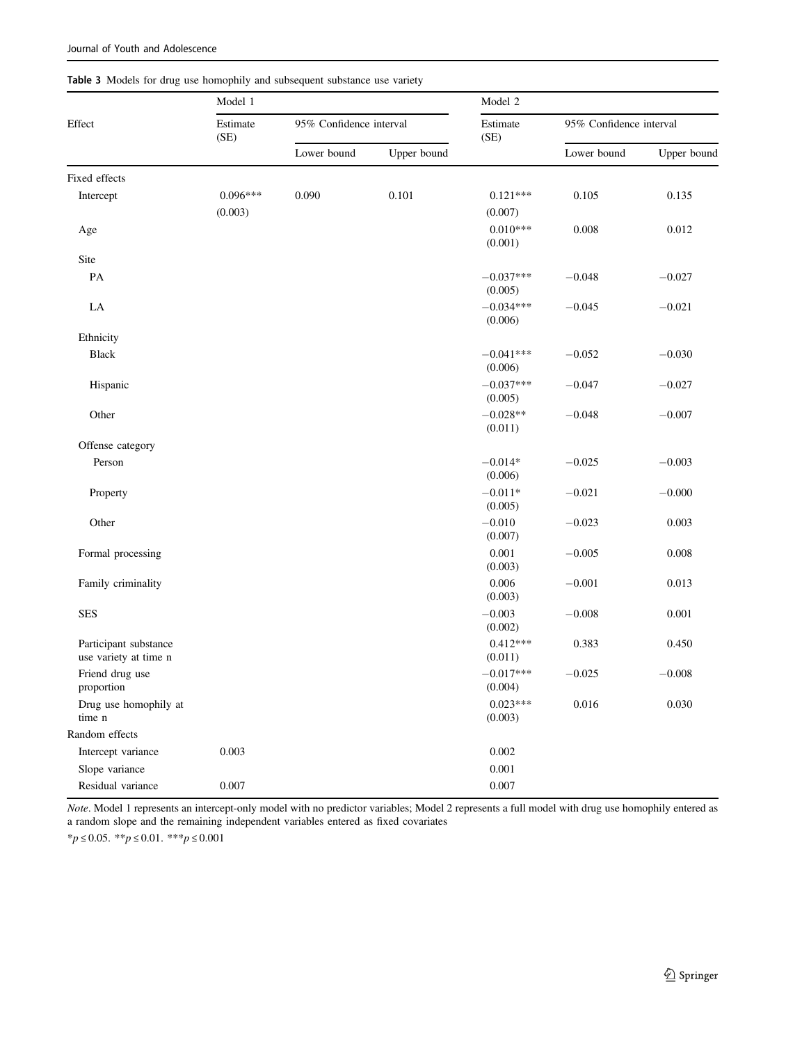**Table 3** Models for drug use homophily and subsequent substance use variety

| Effect | Model 1 | | | Model 2 | | |
|---|---|---|---|---|---|---|
| | Estimate (SE) | 95% Confidence interval | | Estimate (SE) | 95% Confidence interval | |
| | | Lower bound | Upper bound | | Lower bound | Upper bound |
| Fixed effects | | | | | | |
| Intercept | 0.096*** (0.003) | 0.090 | 0.101 | 0.121*** (0.007) | 0.105 | 0.135 |
| Age | | | | 0.010*** (0.001) | 0.008 | 0.012 |
| Site | | | | | | |
| PA | | | | −0.037*** (0.005) | −0.048 | −0.027 |
| LA | | | | −0.034*** (0.006) | −0.045 | −0.021 |
| Ethnicity | | | | | | |
| Black | | | | −0.041*** (0.006) | −0.052 | −0.030 |
| Hispanic | | | | −0.037*** (0.005) | −0.047 | −0.027 |
| Other | | | | −0.028** (0.011) | −0.048 | −0.007 |
| Offense category | | | | | | |
| Person | | | | −0.014* (0.006) | −0.025 | −0.003 |
| Property | | | | −0.011* (0.005) | −0.021 | −0.000 |
| Other | | | | −0.010 (0.007) | −0.023 | 0.003 |
| Formal processing | | | | 0.001 (0.003) | −0.005 | 0.008 |
| Family criminality | | | | 0.006 (0.003) | −0.001 | 0.013 |
| SES | | | | −0.003 (0.002) | −0.008 | 0.001 |
| Participant substance use variety at time n | | | | 0.412*** (0.011) | 0.383 | 0.450 |
| Friend drug use proportion | | | | −0.017*** (0.004) | −0.025 | −0.008 |
| Drug use homophily at time n | | | | 0.023*** (0.003) | 0.016 | 0.030 |
| Random effects | | | | | | |
| Intercept variance | 0.003 | | | 0.002 | | |
| Slope variance | | | | 0.001 | | |
| Residual variance | 0.007 | | | 0.007 | | |

*Note*. Model 1 represents an intercept-only model with no predictor variables; Model 2 represents a full model with drug use homophily entered as a random slope and the remaining independent variables entered as fixed covariates

*$p \leq 0.05$. **$p \leq 0.01$. ***$p \leq 0.001$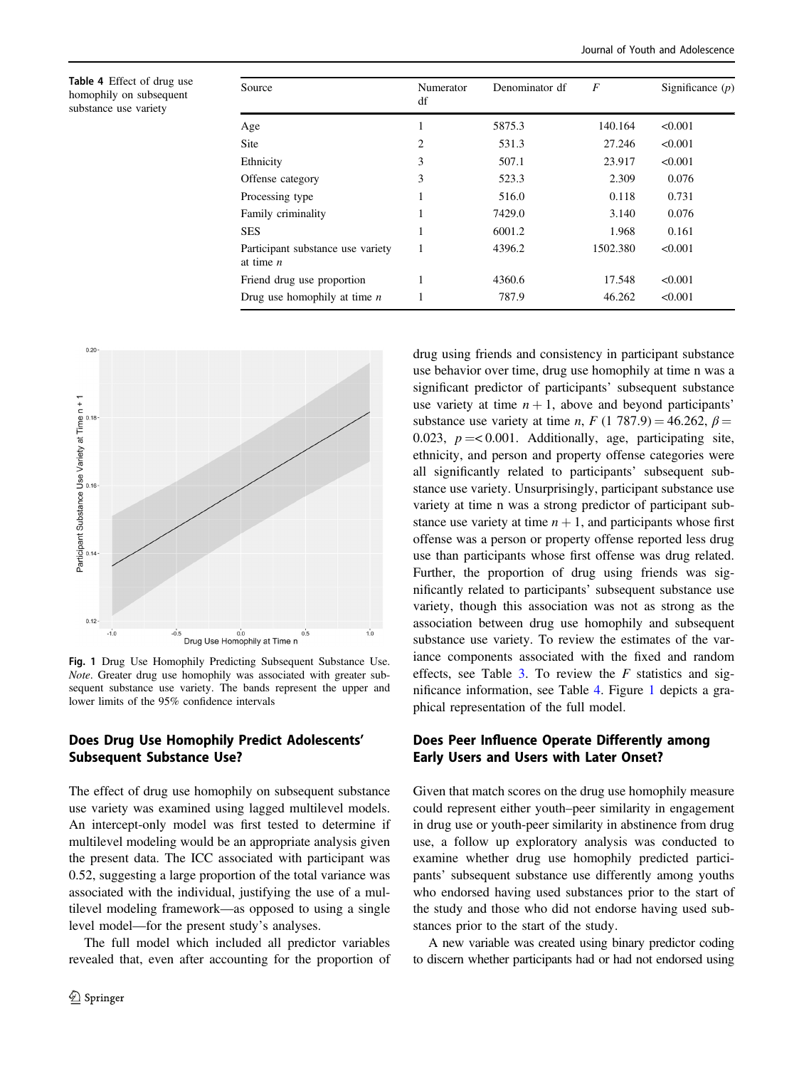**Table 4** Effect of drug use homophily on subsequent substance use variety

| Source | Numerator df | Denominator df | $F$ | Significance ($p$) |
|---|---|---|---|---|
| Age | 1 | 5875.3 | 140.164 | <0.001 |
| Site | 2 | 531.3 | 27.246 | <0.001 |
| Ethnicity | 3 | 507.1 | 23.917 | <0.001 |
| Offense category | 3 | 523.3 | 2.309 | 0.076 |
| Processing type | 1 | 516.0 | 0.118 | 0.731 |
| Family criminality | 1 | 7429.0 | 3.140 | 0.076 |
| SES | 1 | 6001.2 | 1.968 | 0.161 |
| Participant substance use variety at time $n$ | 1 | 4396.2 | 1502.380 | <0.001 |
| Friend drug use proportion | 1 | 4360.6 | 17.548 | <0.001 |
| Drug use homophily at time $n$ | 1 | 787.9 | 46.262 | <0.001 |

**Fig. 1** Drug Use Homophily Predicting Subsequent Substance Use. *Note*. Greater drug use homophily was associated with greater subsequent substance use variety. The bands represent the upper and lower limits of the 95% confidence intervals

## Does Drug Use Homophily Predict Adolescents' Subsequent Substance Use?

The effect of drug use homophily on subsequent substance use variety was examined using lagged multilevel models. An intercept-only model was first tested to determine if multilevel modeling would be an appropriate analysis given the present data. The ICC associated with participant was 0.52, suggesting a large proportion of the total variance was associated with the individual, justifying the use of a multilevel modeling framework—as opposed to using a single level model—for the present study's analyses.

The full model which included all predictor variables revealed that, even after accounting for the proportion of drug using friends and consistency in participant substance use behavior over time, drug use homophily at time n was a significant predictor of participants' subsequent substance use variety at time $n + 1$, above and beyond participants' substance use variety at time $n$, $F$ (1 787.9) $= 46.262$, $\beta = 0.023$, $p =< 0.001$. Additionally, age, participating site, ethnicity, and person and property offense categories were all significantly related to participants' subsequent substance use variety. Unsurprisingly, participant substance use variety at time n was a strong predictor of participant substance use variety at time $n + 1$, and participants whose first offense was a person or property offense reported less drug use than participants whose first offense was drug related. Further, the proportion of drug using friends was significantly related to participants' subsequent substance use variety, though this association was not as strong as the association between drug use homophily and subsequent substance use variety. To review the estimates of the variance components associated with the fixed and random effects, see Table 3. To review the $F$ statistics and significance information, see Table 4. Figure 1 depicts a graphical representation of the full model.

## Does Peer Influence Operate Differently among Early Users and Users with Later Onset?

Given that match scores on the drug use homophily measure could represent either youth–peer similarity in engagement in drug use or youth-peer similarity in abstinence from drug use, a follow up exploratory analysis was conducted to examine whether drug use homophily predicted participants' subsequent substance use differently among youths who endorsed having used substances prior to the start of the study and those who did not endorse having used substances prior to the start of the study.

A new variable was created using binary predictor coding to discern whether participants had or had not endorsed using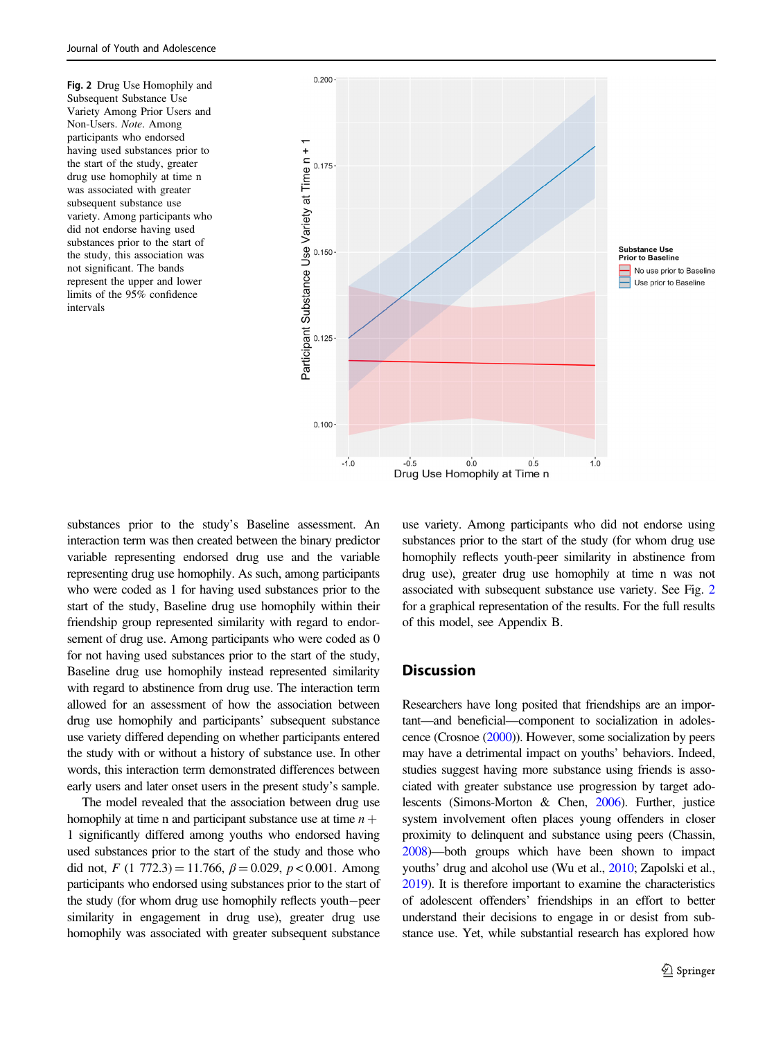**Fig. 2** Drug Use Homophily and Subsequent Substance Use Variety Among Prior Users and Non-Users. *Note*. Among participants who endorsed having used substances prior to the start of the study, greater drug use homophily at time n was associated with greater subsequent substance use variety. Among participants who did not endorse having used substances prior to the start of the study, this association was not significant. The bands represent the upper and lower limits of the 95% confidence intervals

substances prior to the study's Baseline assessment. An interaction term was then created between the binary predictor variable representing endorsed drug use and the variable representing drug use homophily. As such, among participants who were coded as 1 for having used substances prior to the start of the study, Baseline drug use homophily within their friendship group represented similarity with regard to endorsement of drug use. Among participants who were coded as 0 for not having used substances prior to the start of the study, Baseline drug use homophily instead represented similarity with regard to abstinence from drug use. The interaction term allowed for an assessment of how the association between drug use homophily and participants' subsequent substance use variety differed depending on whether participants entered the study with or without a history of substance use. In other words, this interaction term demonstrated differences between early users and later onset users in the present study's sample.

The model revealed that the association between drug use homophily at time n and participant substance use at time $n+1$ significantly differed among youths who endorsed having used substances prior to the start of the study and those who did not, $F$ (1 772.3) = 11.766, $\beta = 0.029$, $p < 0.001$. Among participants who endorsed using substances prior to the start of the study (for whom drug use homophily reflects youth−peer similarity in engagement in drug use), greater drug use homophily was associated with greater subsequent substance use variety. Among participants who did not endorse using substances prior to the start of the study (for whom drug use homophily reflects youth-peer similarity in abstinence from drug use), greater drug use homophily at time n was not associated with subsequent substance use variety. See Fig. 2 for a graphical representation of the results. For the full results of this model, see Appendix B.

## Discussion

Researchers have long posited that friendships are an important—and beneficial—component to socialization in adolescence (Crosnoe (2000)). However, some socialization by peers may have a detrimental impact on youths' behaviors. Indeed, studies suggest having more substance using friends is associated with greater substance use progression by target adolescents (Simons-Morton & Chen, 2006). Further, justice system involvement often places young offenders in closer proximity to delinquent and substance using peers (Chassin, 2008)—both groups which have been shown to impact youths' drug and alcohol use (Wu et al., 2010; Zapolski et al., 2019). It is therefore important to examine the characteristics of adolescent offenders' friendships in an effort to better understand their decisions to engage in or desist from substance use. Yet, while substantial research has explored how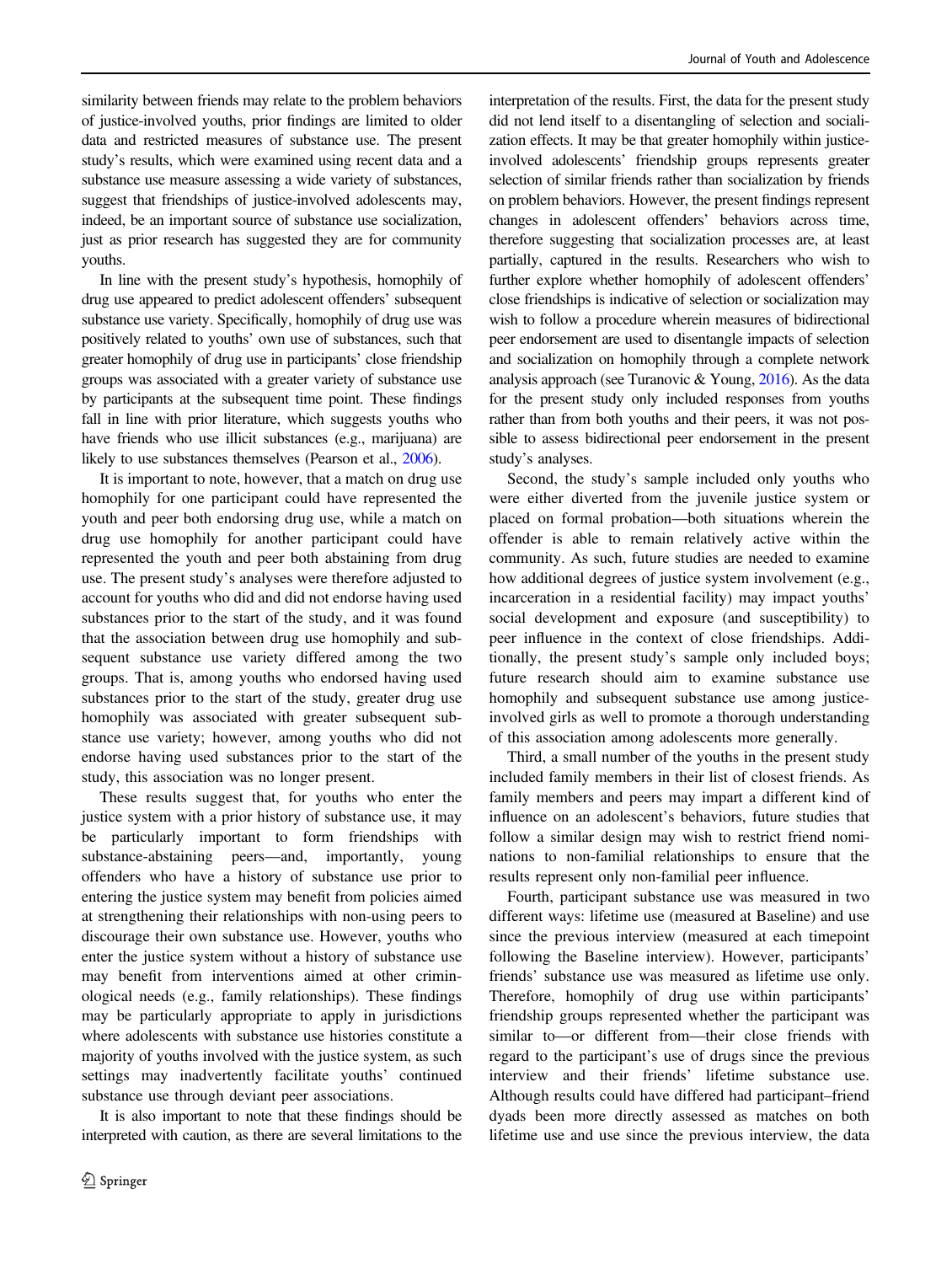similarity between friends may relate to the problem behaviors of justice-involved youths, prior findings are limited to older data and restricted measures of substance use. The present study's results, which were examined using recent data and a substance use measure assessing a wide variety of substances, suggest that friendships of justice-involved adolescents may, indeed, be an important source of substance use socialization, just as prior research has suggested they are for community youths.

In line with the present study's hypothesis, homophily of drug use appeared to predict adolescent offenders' subsequent substance use variety. Specifically, homophily of drug use was positively related to youths' own use of substances, such that greater homophily of drug use in participants' close friendship groups was associated with a greater variety of substance use by participants at the subsequent time point. These findings fall in line with prior literature, which suggests youths who have friends who use illicit substances (e.g., marijuana) are likely to use substances themselves (Pearson et al., 2006).

It is important to note, however, that a match on drug use homophily for one participant could have represented the youth and peer both endorsing drug use, while a match on drug use homophily for another participant could have represented the youth and peer both abstaining from drug use. The present study's analyses were therefore adjusted to account for youths who did and did not endorse having used substances prior to the start of the study, and it was found that the association between drug use homophily and subsequent substance use variety differed among the two groups. That is, among youths who endorsed having used substances prior to the start of the study, greater drug use homophily was associated with greater subsequent substance use variety; however, among youths who did not endorse having used substances prior to the start of the study, this association was no longer present.

These results suggest that, for youths who enter the justice system with a prior history of substance use, it may be particularly important to form friendships with substance-abstaining peers—and, importantly, young offenders who have a history of substance use prior to entering the justice system may benefit from policies aimed at strengthening their relationships with non-using peers to discourage their own substance use. However, youths who enter the justice system without a history of substance use may benefit from interventions aimed at other criminological needs (e.g., family relationships). These findings may be particularly appropriate to apply in jurisdictions where adolescents with substance use histories constitute a majority of youths involved with the justice system, as such settings may inadvertently facilitate youths' continued substance use through deviant peer associations.

It is also important to note that these findings should be interpreted with caution, as there are several limitations to the interpretation of the results. First, the data for the present study did not lend itself to a disentangling of selection and socialization effects. It may be that greater homophily within justice-involved adolescents' friendship groups represents greater selection of similar friends rather than socialization by friends on problem behaviors. However, the present findings represent changes in adolescent offenders' behaviors across time, therefore suggesting that socialization processes are, at least partially, captured in the results. Researchers who wish to further explore whether homophily of adolescent offenders' close friendships is indicative of selection or socialization may wish to follow a procedure wherein measures of bidirectional peer endorsement are used to disentangle impacts of selection and socialization on homophily through a complete network analysis approach (see Turanovic & Young, 2016). As the data for the present study only included responses from youths rather than from both youths and their peers, it was not possible to assess bidirectional peer endorsement in the present study's analyses.

Second, the study's sample included only youths who were either diverted from the juvenile justice system or placed on formal probation—both situations wherein the offender is able to remain relatively active within the community. As such, future studies are needed to examine how additional degrees of justice system involvement (e.g., incarceration in a residential facility) may impact youths' social development and exposure (and susceptibility) to peer influence in the context of close friendships. Additionally, the present study's sample only included boys; future research should aim to examine substance use homophily and subsequent substance use among justice-involved girls as well to promote a thorough understanding of this association among adolescents more generally.

Third, a small number of the youths in the present study included family members in their list of closest friends. As family members and peers may impart a different kind of influence on an adolescent's behaviors, future studies that follow a similar design may wish to restrict friend nominations to non-familial relationships to ensure that the results represent only non-familial peer influence.

Fourth, participant substance use was measured in two different ways: lifetime use (measured at Baseline) and use since the previous interview (measured at each timepoint following the Baseline interview). However, participants' friends' substance use was measured as lifetime use only. Therefore, homophily of drug use within participants' friendship groups represented whether the participant was similar to—or different from—their close friends with regard to the participant's use of drugs since the previous interview and their friends' lifetime substance use. Although results could have differed had participant–friend dyads been more directly assessed as matches on both lifetime use and use since the previous interview, the data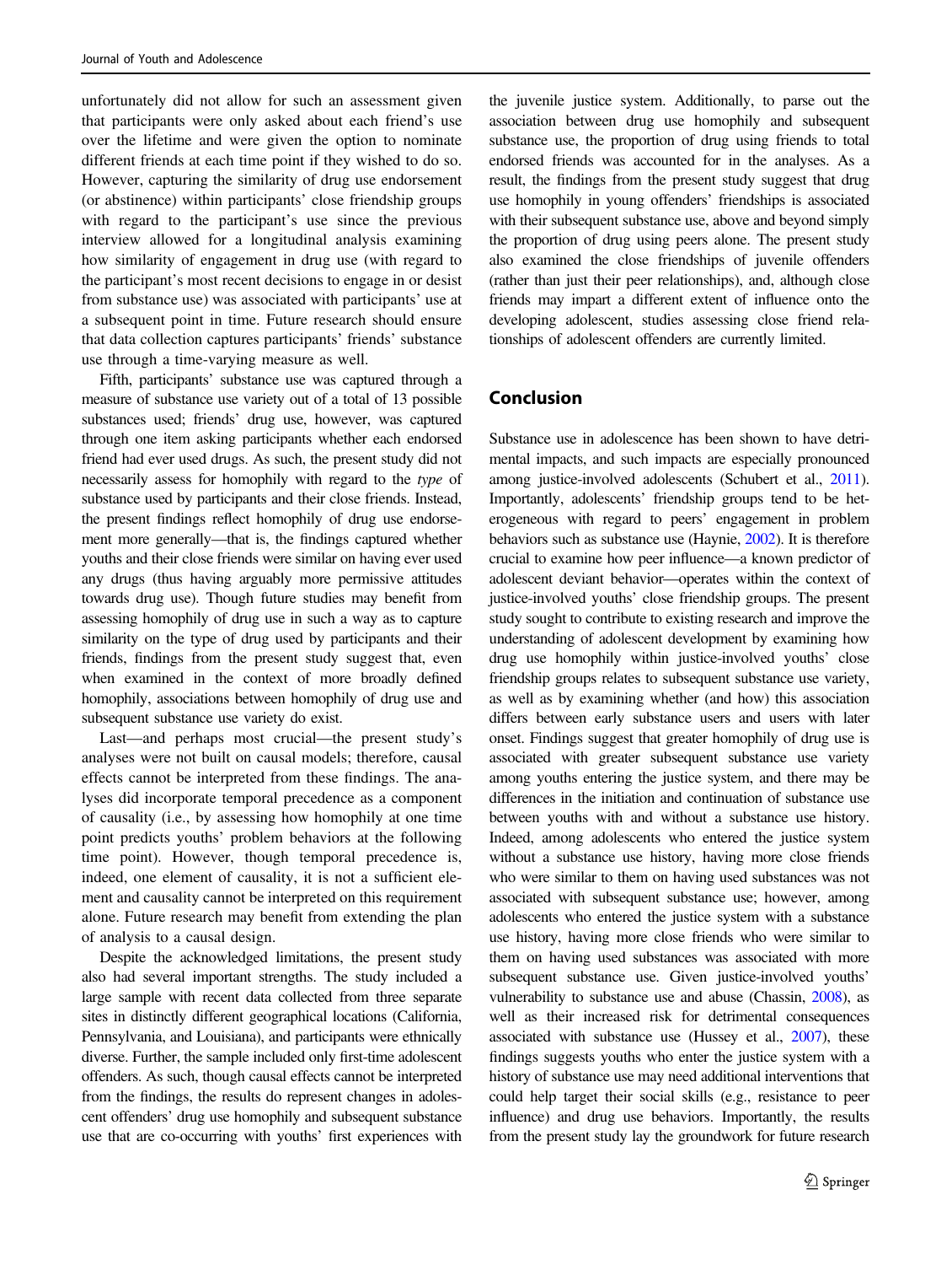unfortunately did not allow for such an assessment given that participants were only asked about each friend's use over the lifetime and were given the option to nominate different friends at each time point if they wished to do so. However, capturing the similarity of drug use endorsement (or abstinence) within participants' close friendship groups with regard to the participant's use since the previous interview allowed for a longitudinal analysis examining how similarity of engagement in drug use (with regard to the participant's most recent decisions to engage in or desist from substance use) was associated with participants' use at a subsequent point in time. Future research should ensure that data collection captures participants' friends' substance use through a time-varying measure as well.

Fifth, participants' substance use was captured through a measure of substance use variety out of a total of 13 possible substances used; friends' drug use, however, was captured through one item asking participants whether each endorsed friend had ever used drugs. As such, the present study did not necessarily assess for homophily with regard to the *type* of substance used by participants and their close friends. Instead, the present findings reflect homophily of drug use endorsement more generally—that is, the findings captured whether youths and their close friends were similar on having ever used any drugs (thus having arguably more permissive attitudes towards drug use). Though future studies may benefit from assessing homophily of drug use in such a way as to capture similarity on the type of drug used by participants and their friends, findings from the present study suggest that, even when examined in the context of more broadly defined homophily, associations between homophily of drug use and subsequent substance use variety do exist.

Last—and perhaps most crucial—the present study's analyses were not built on causal models; therefore, causal effects cannot be interpreted from these findings. The analyses did incorporate temporal precedence as a component of causality (i.e., by assessing how homophily at one time point predicts youths' problem behaviors at the following time point). However, though temporal precedence is, indeed, one element of causality, it is not a sufficient element and causality cannot be interpreted on this requirement alone. Future research may benefit from extending the plan of analysis to a causal design.

Despite the acknowledged limitations, the present study also had several important strengths. The study included a large sample with recent data collected from three separate sites in distinctly different geographical locations (California, Pennsylvania, and Louisiana), and participants were ethnically diverse. Further, the sample included only first-time adolescent offenders. As such, though causal effects cannot be interpreted from the findings, the results do represent changes in adolescent offenders' drug use homophily and subsequent substance use that are co-occurring with youths' first experiences with the juvenile justice system. Additionally, to parse out the association between drug use homophily and subsequent substance use, the proportion of drug using friends to total endorsed friends was accounted for in the analyses. As a result, the findings from the present study suggest that drug use homophily in young offenders' friendships is associated with their subsequent substance use, above and beyond simply the proportion of drug using peers alone. The present study also examined the close friendships of juvenile offenders (rather than just their peer relationships), and, although close friends may impart a different extent of influence onto the developing adolescent, studies assessing close friend relationships of adolescent offenders are currently limited.

## Conclusion

Substance use in adolescence has been shown to have detrimental impacts, and such impacts are especially pronounced among justice-involved adolescents (Schubert et al., 2011). Importantly, adolescents' friendship groups tend to be heterogeneous with regard to peers' engagement in problem behaviors such as substance use (Haynie, 2002). It is therefore crucial to examine how peer influence—a known predictor of adolescent deviant behavior—operates within the context of justice-involved youths' close friendship groups. The present study sought to contribute to existing research and improve the understanding of adolescent development by examining how drug use homophily within justice-involved youths' close friendship groups relates to subsequent substance use variety, as well as by examining whether (and how) this association differs between early substance users and users with later onset. Findings suggest that greater homophily of drug use is associated with greater subsequent substance use variety among youths entering the justice system, and there may be differences in the initiation and continuation of substance use between youths with and without a substance use history. Indeed, among adolescents who entered the justice system without a substance use history, having more close friends who were similar to them on having used substances was not associated with subsequent substance use; however, among adolescents who entered the justice system with a substance use history, having more close friends who were similar to them on having used substances was associated with more subsequent substance use. Given justice-involved youths' vulnerability to substance use and abuse (Chassin, 2008), as well as their increased risk for detrimental consequences associated with substance use (Hussey et al., 2007), these findings suggests youths who enter the justice system with a history of substance use may need additional interventions that could help target their social skills (e.g., resistance to peer influence) and drug use behaviors. Importantly, the results from the present study lay the groundwork for future research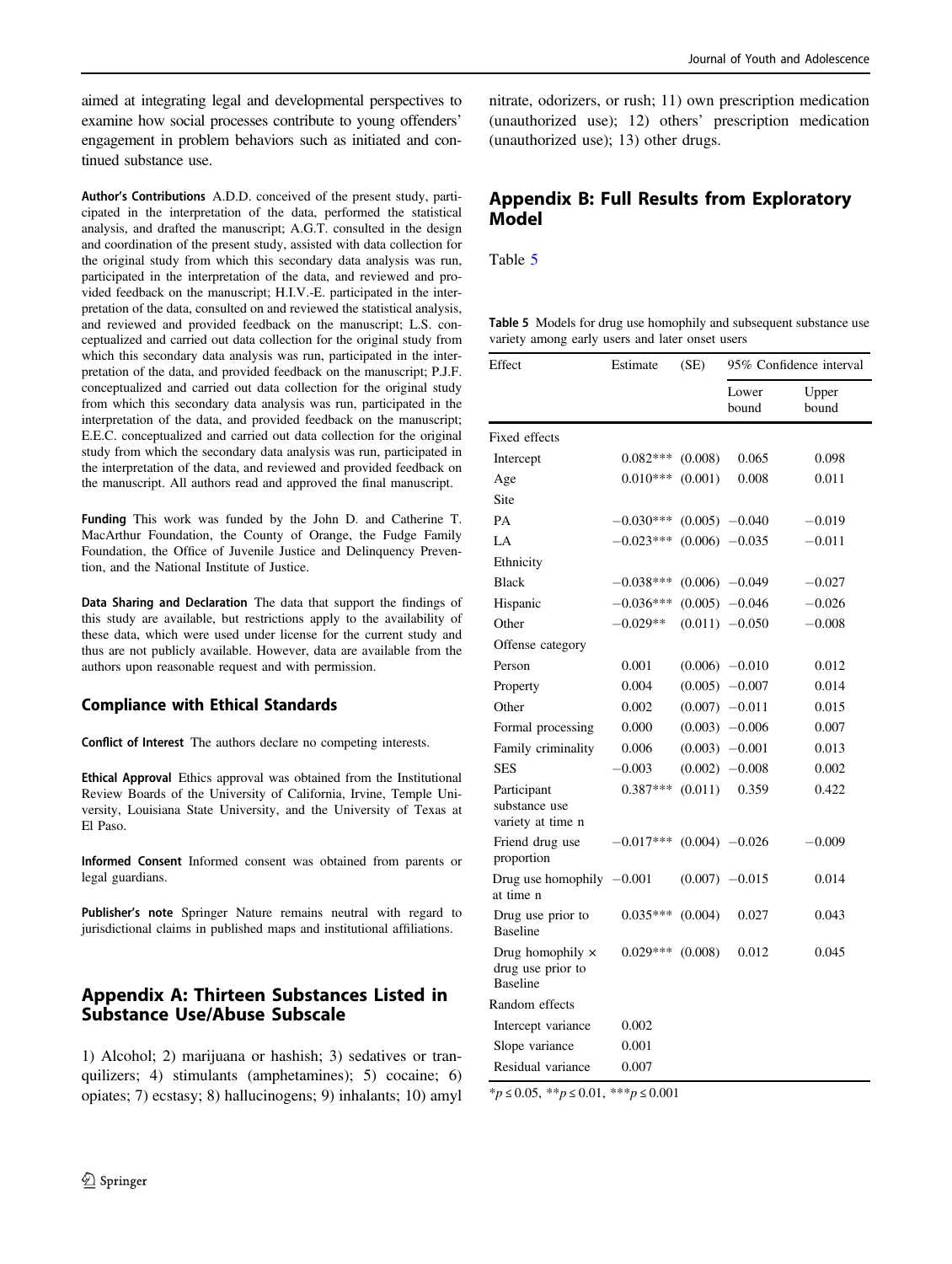aimed at integrating legal and developmental perspectives to examine how social processes contribute to young offenders' engagement in problem behaviors such as initiated and continued substance use.

**Author's Contributions** A.D.D. conceived of the present study, participated in the interpretation of the data, performed the statistical analysis, and drafted the manuscript; A.G.T. consulted in the design and coordination of the present study, assisted with data collection for the original study from which this secondary data analysis was run, participated in the interpretation of the data, and reviewed and provided feedback on the manuscript; H.I.V.-E. participated in the interpretation of the data, consulted on and reviewed the statistical analysis, and reviewed and provided feedback on the manuscript; L.S. conceptualized and carried out data collection for the original study from which this secondary data analysis was run, participated in the interpretation of the data, and provided feedback on the manuscript; P.J.F. conceptualized and carried out data collection for the original study from which this secondary data analysis was run, participated in the interpretation of the data, and provided feedback on the manuscript; E.E.C. conceptualized and carried out data collection for the original study from which the secondary data analysis was run, participated in the interpretation of the data, and reviewed and provided feedback on the manuscript. All authors read and approved the final manuscript.

**Funding** This work was funded by the John D. and Catherine T. MacArthur Foundation, the County of Orange, the Fudge Family Foundation, the Office of Juvenile Justice and Delinquency Prevention, and the National Institute of Justice.

**Data Sharing and Declaration** The data that support the findings of this study are available, but restrictions apply to the availability of these data, which were used under license for the current study and thus are not publicly available. However, data are available from the authors upon reasonable request and with permission.

### Compliance with Ethical Standards

**Conflict of Interest** The authors declare no competing interests.

**Ethical Approval** Ethics approval was obtained from the Institutional Review Boards of the University of California, Irvine, Temple University, Louisiana State University, and the University of Texas at El Paso.

**Informed Consent** Informed consent was obtained from parents or legal guardians.

**Publisher's note** Springer Nature remains neutral with regard to jurisdictional claims in published maps and institutional affiliations.

## Appendix A: Thirteen Substances Listed in Substance Use/Abuse Subscale

1) Alcohol; 2) marijuana or hashish; 3) sedatives or tranquilizers; 4) stimulants (amphetamines); 5) cocaine; 6) opiates; 7) ecstasy; 8) hallucinogens; 9) inhalants; 10) amyl nitrate, odorizers, or rush; 11) own prescription medication (unauthorized use); 12) others' prescription medication (unauthorized use); 13) other drugs.

## Appendix B: Full Results from Exploratory Model

Table 5

**Table 5** Models for drug use homophily and subsequent substance use variety among early users and later onset users

| Effect | Estimate | (SE) | 95% Confidence interval | |
|---|---|---|---|---|
| | | | Lower bound | Upper bound |
| Fixed effects | | | | |
| Intercept | 0.082*** | (0.008) | 0.065 | 0.098 |
| Age | 0.010*** | (0.001) | 0.008 | 0.011 |
| Site | | | | |
| PA | −0.030*** | (0.005) | −0.040 | −0.019 |
| LA | −0.023*** | (0.006) | −0.035 | −0.011 |
| Ethnicity | | | | |
| Black | −0.038*** | (0.006) | −0.049 | −0.027 |
| Hispanic | −0.036*** | (0.005) | −0.046 | −0.026 |
| Other | −0.029** | (0.011) | −0.050 | −0.008 |
| Offense category | | | | |
| Person | 0.001 | (0.006) | −0.010 | 0.012 |
| Property | 0.004 | (0.005) | −0.007 | 0.014 |
| Other | 0.002 | (0.007) | −0.011 | 0.015 |
| Formal processing | 0.000 | (0.003) | −0.006 | 0.007 |
| Family criminality | 0.006 | (0.003) | −0.001 | 0.013 |
| SES | −0.003 | (0.002) | −0.008 | 0.002 |
| Participant substance use variety at time n | 0.387*** | (0.011) | 0.359 | 0.422 |
| Friend drug use proportion | −0.017*** | (0.004) | −0.026 | −0.009 |
| Drug use homophily at time n | −0.001 | (0.007) | −0.015 | 0.014 |
| Drug use prior to Baseline | 0.035*** | (0.004) | 0.027 | 0.043 |
| Drug homophily × drug use prior to Baseline | 0.029*** | (0.008) | 0.012 | 0.045 |
| Random effects | | | | |
| Intercept variance | 0.002 | | | |
| Slope variance | 0.001 | | | |
| Residual variance | 0.007 | | | |

*$p \le 0.05$, **$p \le 0.01$, ***$p \le 0.001$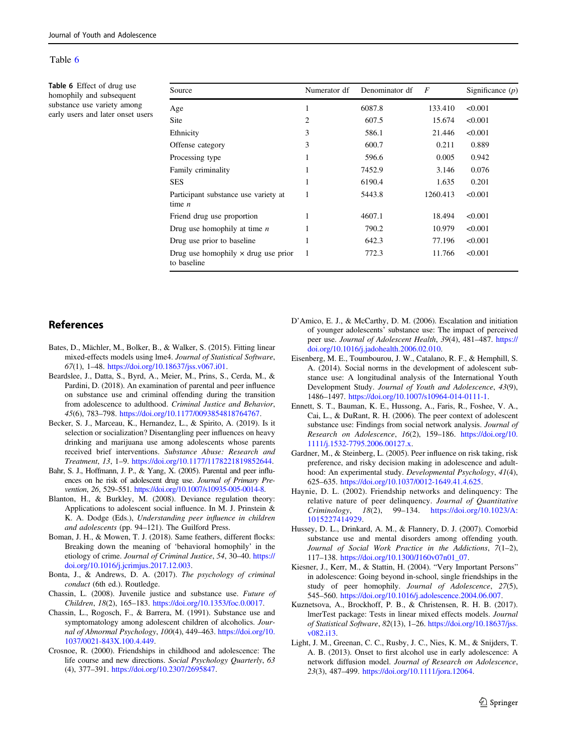Table 6

**Table 6** Effect of drug use homophily and subsequent substance use variety among early users and later onset users

| Source | Numerator df | Denominator df | *F* | Significance (*p*) |
|---|---|---|---|---|
| Age | 1 | 6087.8 | 133.410 | <0.001 |
| Site | 2 | 607.5 | 15.674 | <0.001 |
| Ethnicity | 3 | 586.1 | 21.446 | <0.001 |
| Offense category | 3 | 600.7 | 0.211 | 0.889 |
| Processing type | 1 | 596.6 | 0.005 | 0.942 |
| Family criminality | 1 | 7452.9 | 3.146 | 0.076 |
| SES | 1 | 6190.4 | 1.635 | 0.201 |
| Participant substance use variety at time *n* | 1 | 5443.8 | 1260.413 | <0.001 |
| Friend drug use proportion | 1 | 4607.1 | 18.494 | <0.001 |
| Drug use homophily at time *n* | 1 | 790.2 | 10.979 | <0.001 |
| Drug use prior to baseline | 1 | 642.3 | 77.196 | <0.001 |
| Drug use homophily × drug use prior to baseline | 1 | 772.3 | 11.766 | <0.001 |

## References

Bates, D., Mächler, M., Bolker, B., & Walker, S. (2015). Fitting linear mixed-effects models using lme4. *Journal of Statistical Software*, *67*(1), 1–48. https://doi.org/10.18637/jss.v067.i01.

Beardslee, J., Datta, S., Byrd, A., Meier, M., Prins, S., Cerda, M., & Pardini, D. (2018). An examination of parental and peer influence on substance use and criminal offending during the transition from adolescence to adulthood. *Criminal Justice and Behavior*, *45*(6), 783–798. https://doi.org/10.1177/0093854818764767.

Becker, S. J., Marceau, K., Hernandez, L., & Spirito, A. (2019). Is it selection or socialization? Disentangling peer influences on heavy drinking and marijuana use among adolescents whose parents received brief interventions. *Substance Abuse: Research and Treatment*, *13*, 1–9. https://doi.org/10.1177/1178221819852644.

Bahr, S. J., Hoffmann, J. P., & Yang, X. (2005). Parental and peer influences on he risk of adolescent drug use. *Journal of Primary Prevention*, *26*, 529–551. https://doi.org/10.1007/s10935-005-0014-8.

Blanton, H., & Burkley, M. (2008). Deviance regulation theory: Applications to adolescent social influence. In M. J. Prinstein & K. A. Dodge (Eds.), *Understanding peer influence in children and adolescents* (pp. 94–121). The Guilford Press.

Boman, J. H., & Mowen, T. J. (2018). Same feathers, different flocks: Breaking down the meaning of 'behavioral homophily' in the etiology of crime. *Journal of Criminal Justice*, *54*, 30–40. https://doi.org/10.1016/j.jcrimjus.2017.12.003.

Bonta, J., & Andrews, D. A. (2017). *The psychology of criminal conduct* (6th ed.). Routledge.

Chassin, L. (2008). Juvenile justice and substance use. *Future of Children*, *18*(2), 165–183. https://doi.org/10.1353/foc.0.0017.

Chassin, L., Rogosch, F., & Barrera, M. (1991). Substance use and symptomatology among adolescent children of alcoholics. *Journal of Abnormal Psychology*, *100*(4), 449–463. https://doi.org/10.1037/0021-843X.100.4.449.

Crosnoe, R. (2000). Friendships in childhood and adolescence: The life course and new directions. *Social Psychology Quarterly*, *63* (4), 377–391. https://doi.org/10.2307/2695847.

D'Amico, E. J., & McCarthy, D. M. (2006). Escalation and initiation of younger adolescents' substance use: The impact of perceived peer use. *Journal of Adolescent Health*, *39*(4), 481–487. https://doi.org/10.1016/j.jadohealth.2006.02.010.

Eisenberg, M. E., Toumbourou, J. W., Catalano, R. F., & Hemphill, S. A. (2014). Social norms in the development of adolescent substance use: A longitudinal analysis of the International Youth Development Study. *Journal of Youth and Adolescence*, *43*(9), 1486–1497. https://doi.org/10.1007/s10964-014-0111-1.

Ennett, S. T., Bauman, K. E., Hussong, A., Faris, R., Foshee, V. A., Cai, L., & DuRant, R. H. (2006). The peer context of adolescent substance use: Findings from social network analysis. *Journal of Research on Adolescence*, *16*(2), 159–186. https://doi.org/10.1111/j.1532-7795.2006.00127.x.

Gardner, M., & Steinberg, L. (2005). Peer influence on risk taking, risk preference, and risky decision making in adolescence and adulthood: An experimental study. *Developmental Psychology*, *41*(4), 625–635. https://doi.org/10.1037/0012-1649.41.4.625.

Haynie, D. L. (2002). Friendship networks and delinquency: The relative nature of peer delinquency. *Journal of Quantitative Criminology*, *18*(2), 99–134. https://doi.org/10.1023/A:1015227414929.

Hussey, D. L., Drinkard, A. M., & Flannery, D. J. (2007). Comorbid substance use and mental disorders among offending youth. *Journal of Social Work Practice in the Addictions*, *7*(1–2), 117–138. https://doi.org/10.1300/J160v07n01_07.

Kiesner, J., Kerr, M., & Stattin, H. (2004). "Very Important Persons" in adolescence: Going beyond in-school, single friendships in the study of peer homophily. *Journal of Adolescence*, *27*(5), 545–560. https://doi.org/10.1016/j.adolescence.2004.06.007.

Kuznetsova, A., Brockhoff, P. B., & Christensen, R. H. B. (2017). lmerTest package: Tests in linear mixed effects models. *Journal of Statistical Software*, *82*(13), 1–26. https://doi.org/10.18637/jss.v082.i13.

Light, J. M., Greenan, C. C., Rusby, J. C., Nies, K. M., & Snijders, T. A. B. (2013). Onset to first alcohol use in early adolescence: A network diffusion model. *Journal of Research on Adolescence*, *23*(3), 487–499. https://doi.org/10.1111/jora.12064.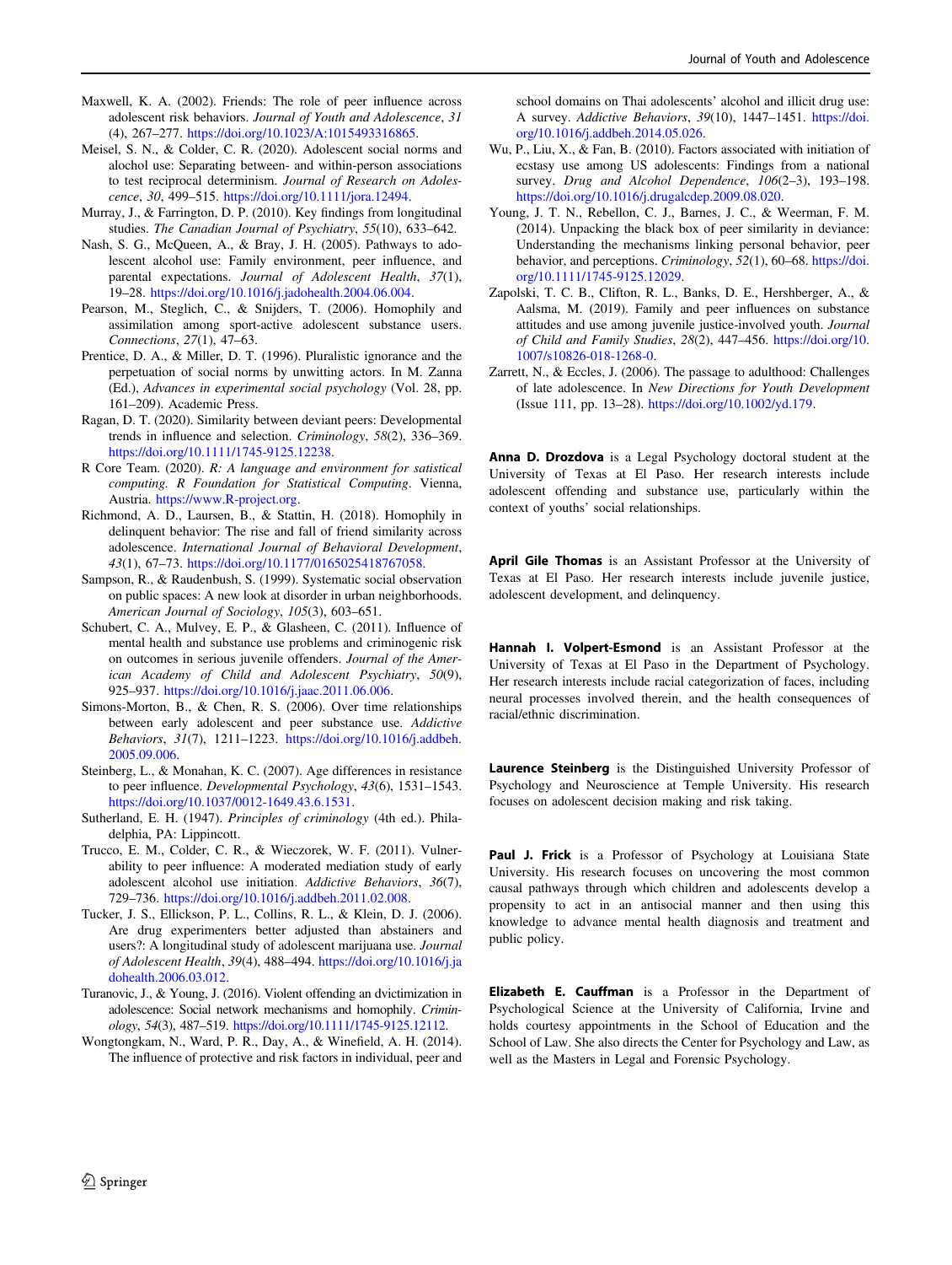Maxwell, K. A. (2002). Friends: The role of peer influence across adolescent risk behaviors. *Journal of Youth and Adolescence*, *31* (4), 267–277. https://doi.org/10.1023/A:1015493316865.

Meisel, S. N., & Colder, C. R. (2020). Adolescent social norms and alochol use: Separating between- and within-person associations to test reciprocal determinism. *Journal of Research on Adolescence*, *30*, 499–515. https://doi.org/10.1111/jora.12494.

Murray, J., & Farrington, D. P. (2010). Key findings from longitudinal studies. *The Canadian Journal of Psychiatry*, *55*(10), 633–642.

Nash, S. G., McQueen, A., & Bray, J. H. (2005). Pathways to adolescent alcohol use: Family environment, peer influence, and parental expectations. *Journal of Adolescent Health*, *37*(1), 19–28. https://doi.org/10.1016/j.jadohealth.2004.06.004.

Pearson, M., Steglich, C., & Snijders, T. (2006). Homophily and assimilation among sport-active adolescent substance users. *Connections*, *27*(1), 47–63.

Prentice, D. A., & Miller, D. T. (1996). Pluralistic ignorance and the perpetuation of social norms by unwitting actors. In M. Zanna (Ed.), *Advances in experimental social psychology* (Vol. 28, pp. 161–209). Academic Press.

Ragan, D. T. (2020). Similarity between deviant peers: Developmental trends in influence and selection. *Criminology*, *58*(2), 336–369. https://doi.org/10.1111/1745-9125.12238.

R Core Team. (2020). *R: A language and environment for satistical computing. R Foundation for Statistical Computing*. Vienna, Austria. https://www.R-project.org.

Richmond, A. D., Laursen, B., & Stattin, H. (2018). Homophily in delinquent behavior: The rise and fall of friend similarity across adolescence. *International Journal of Behavioral Development*, *43*(1), 67–73. https://doi.org/10.1177/0165025418767058.

Sampson, R., & Raudenbush, S. (1999). Systematic social observation on public spaces: A new look at disorder in urban neighborhoods. *American Journal of Sociology*, *105*(3), 603–651.

Schubert, C. A., Mulvey, E. P., & Glasheen, C. (2011). Influence of mental health and substance use problems and criminogenic risk on outcomes in serious juvenile offenders. *Journal of the American Academy of Child and Adolescent Psychiatry*, *50*(9), 925–937. https://doi.org/10.1016/j.jaac.2011.06.006.

Simons-Morton, B., & Chen, R. S. (2006). Over time relationships between early adolescent and peer substance use. *Addictive Behaviors*, *31*(7), 1211–1223. https://doi.org/10.1016/j.addbeh.2005.09.006.

Steinberg, L., & Monahan, K. C. (2007). Age differences in resistance to peer influence. *Developmental Psychology*, *43*(6), 1531–1543. https://doi.org/10.1037/0012-1649.43.6.1531.

Sutherland, E. H. (1947). *Principles of criminology* (4th ed.). Philadelphia, PA: Lippincott.

Trucco, E. M., Colder, C. R., & Wieczorek, W. F. (2011). Vulnerability to peer influence: A moderated mediation study of early adolescent alcohol use initiation. *Addictive Behaviors*, *36*(7), 729–736. https://doi.org/10.1016/j.addbeh.2011.02.008.

Tucker, J. S., Ellickson, P. L., Collins, R. L., & Klein, D. J. (2006). Are drug experimenters better adjusted than abstainers and users?: A longitudinal study of adolescent marijuana use. *Journal of Adolescent Health*, *39*(4), 488–494. https://doi.org/10.1016/j.jadohealth.2006.03.012.

Turanovic, J., & Young, J. (2016). Violent offending an dvictimization in adolescence: Social network mechanisms and homophily. *Criminology*, *54*(3), 487–519. https://doi.org/10.1111/1745-9125.12112.

Wongtongkam, N., Ward, P. R., Day, A., & Winefield, A. H. (2014). The influence of protective and risk factors in individual, peer and school domains on Thai adolescents' alcohol and illicit drug use: A survey. *Addictive Behaviors*, *39*(10), 1447–1451. https://doi.org/10.1016/j.addbeh.2014.05.026.

Wu, P., Liu, X., & Fan, B. (2010). Factors associated with initiation of ecstasy use among US adolescents: Findings from a national survey. *Drug and Alcohol Dependence*, *106*(2–3), 193–198. https://doi.org/10.1016/j.drugalcdep.2009.08.020.

Young, J. T. N., Rebellon, C. J., Barnes, J. C., & Weerman, F. M. (2014). Unpacking the black box of peer similarity in deviance: Understanding the mechanisms linking personal behavior, peer behavior, and perceptions. *Criminology*, *52*(1), 60–68. https://doi.org/10.1111/1745-9125.12029.

Zapolski, T. C. B., Clifton, R. L., Banks, D. E., Hershberger, A., & Aalsma, M. (2019). Family and peer influences on substance attitudes and use among juvenile justice-involved youth. *Journal of Child and Family Studies*, *28*(2), 447–456. https://doi.org/10.1007/s10826-018-1268-0.

Zarrett, N., & Eccles, J. (2006). The passage to adulthood: Challenges of late adolescence. In *New Directions for Youth Development* (Issue 111, pp. 13–28). https://doi.org/10.1002/yd.179.

**Anna D. Drozdova** is a Legal Psychology doctoral student at the University of Texas at El Paso. Her research interests include adolescent offending and substance use, particularly within the context of youths' social relationships.

**April Gile Thomas** is an Assistant Professor at the University of Texas at El Paso. Her research interests include juvenile justice, adolescent development, and delinquency.

**Hannah I. Volpert-Esmond** is an Assistant Professor at the University of Texas at El Paso in the Department of Psychology. Her research interests include racial categorization of faces, including neural processes involved therein, and the health consequences of racial/ethnic discrimination.

**Laurence Steinberg** is the Distinguished University Professor of Psychology and Neuroscience at Temple University. His research focuses on adolescent decision making and risk taking.

**Paul J. Frick** is a Professor of Psychology at Louisiana State University. His research focuses on uncovering the most common causal pathways through which children and adolescents develop a propensity to act in an antisocial manner and then using this knowledge to advance mental health diagnosis and treatment and public policy.

**Elizabeth E. Cauffman** is a Professor in the Department of Psychological Science at the University of California, Irvine and holds courtesy appointments in the School of Education and the School of Law. She also directs the Center for Psychology and Law, as well as the Masters in Legal and Forensic Psychology.